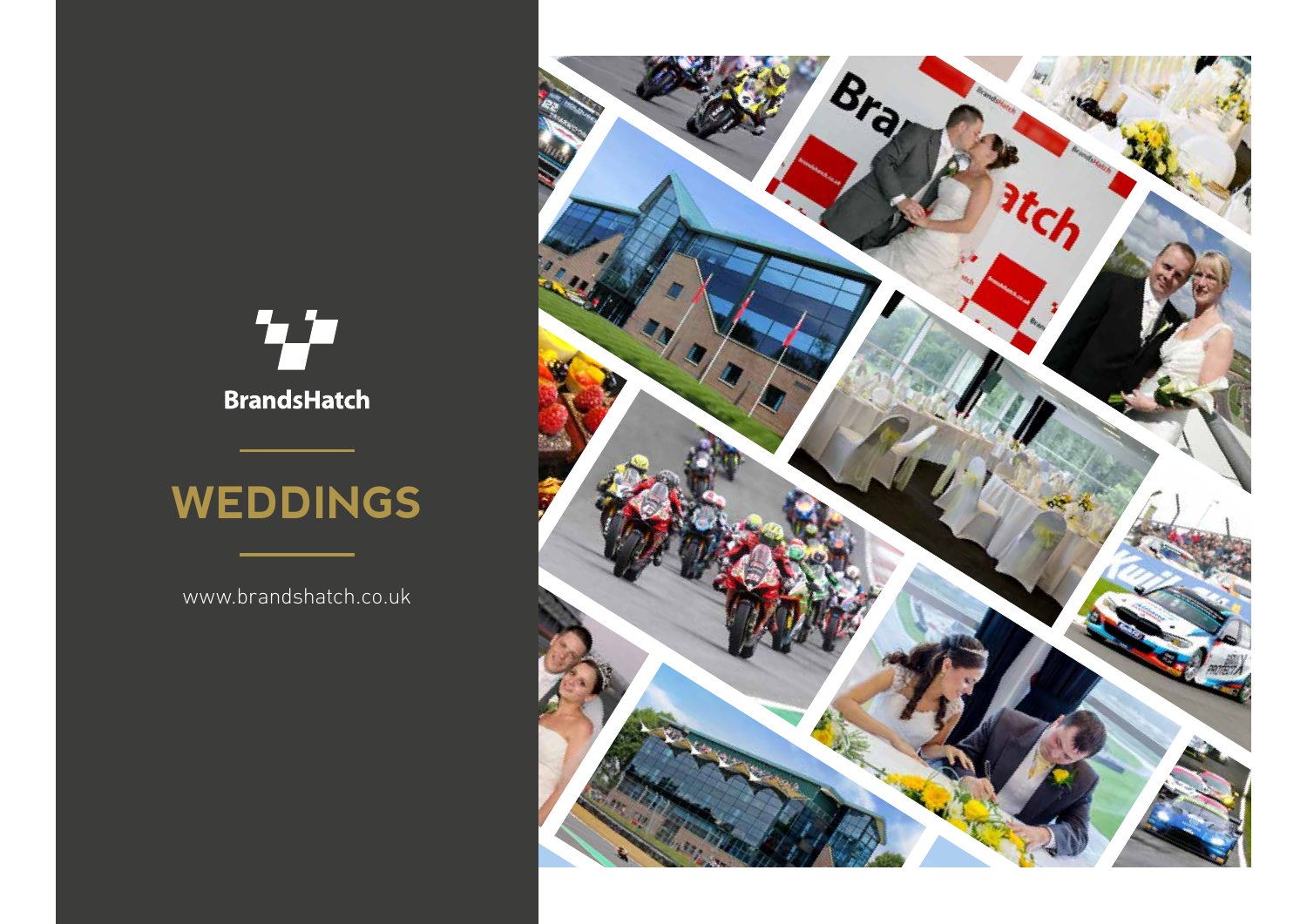BrandsHatch

# WEDDINGS

www.brandshatch.co.uk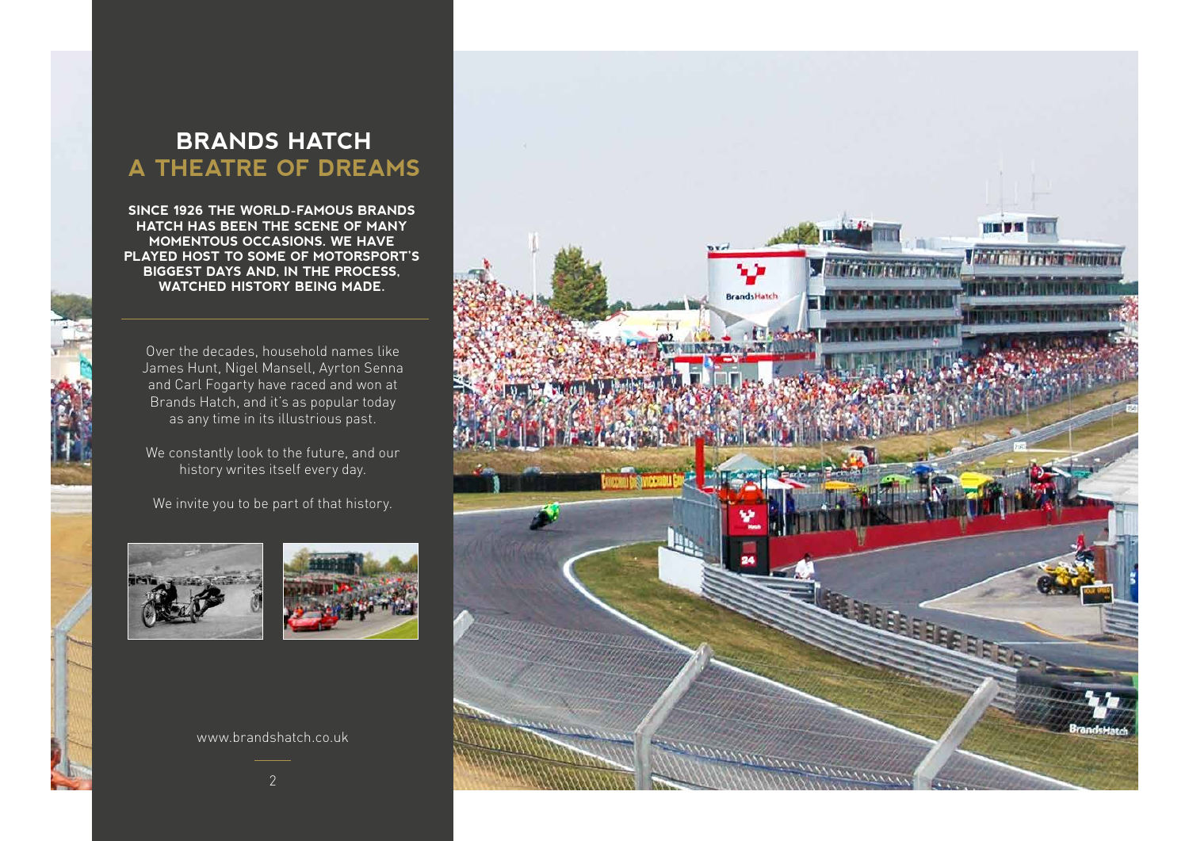# BRANDS HATCH
## A THEATRE OF DREAMS

**SINCE 1926 THE WORLD-FAMOUS BRANDS HATCH HAS BEEN THE SCENE OF MANY MOMENTOUS OCCASIONS. WE HAVE PLAYED HOST TO SOME OF MOTORSPORT'S BIGGEST DAYS AND, IN THE PROCESS, WATCHED HISTORY BEING MADE.**

Over the decades, household names like James Hunt, Nigel Mansell, Ayrton Senna and Carl Fogarty have raced and won at Brands Hatch, and it's as popular today as any time in its illustrious past.

We constantly look to the future, and our history writes itself every day.

We invite you to be part of that history.

www.brandshatch.co.uk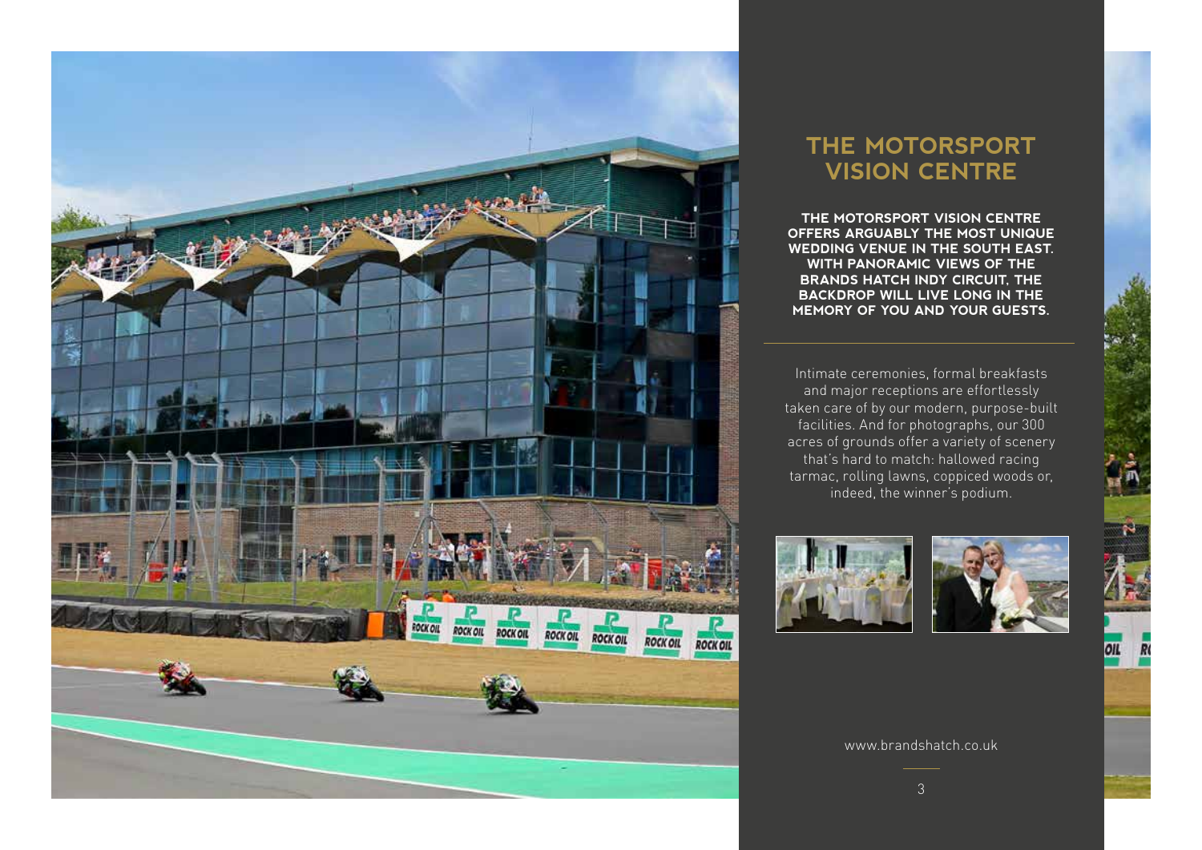# THE MOTORSPORT VISION CENTRE

**THE MOTORSPORT VISION CENTRE OFFERS ARGUABLY THE MOST UNIQUE WEDDING VENUE IN THE SOUTH EAST. WITH PANORAMIC VIEWS OF THE BRANDS HATCH INDY CIRCUIT, THE BACKDROP WILL LIVE LONG IN THE MEMORY OF YOU AND YOUR GUESTS.**

Intimate ceremonies, formal breakfasts and major receptions are effortlessly taken care of by our modern, purpose-built facilities. And for photographs, our 300 acres of grounds offer a variety of scenery that's hard to match: hallowed racing tarmac, rolling lawns, coppiced woods or, indeed, the winner's podium.

www.brandshatch.co.uk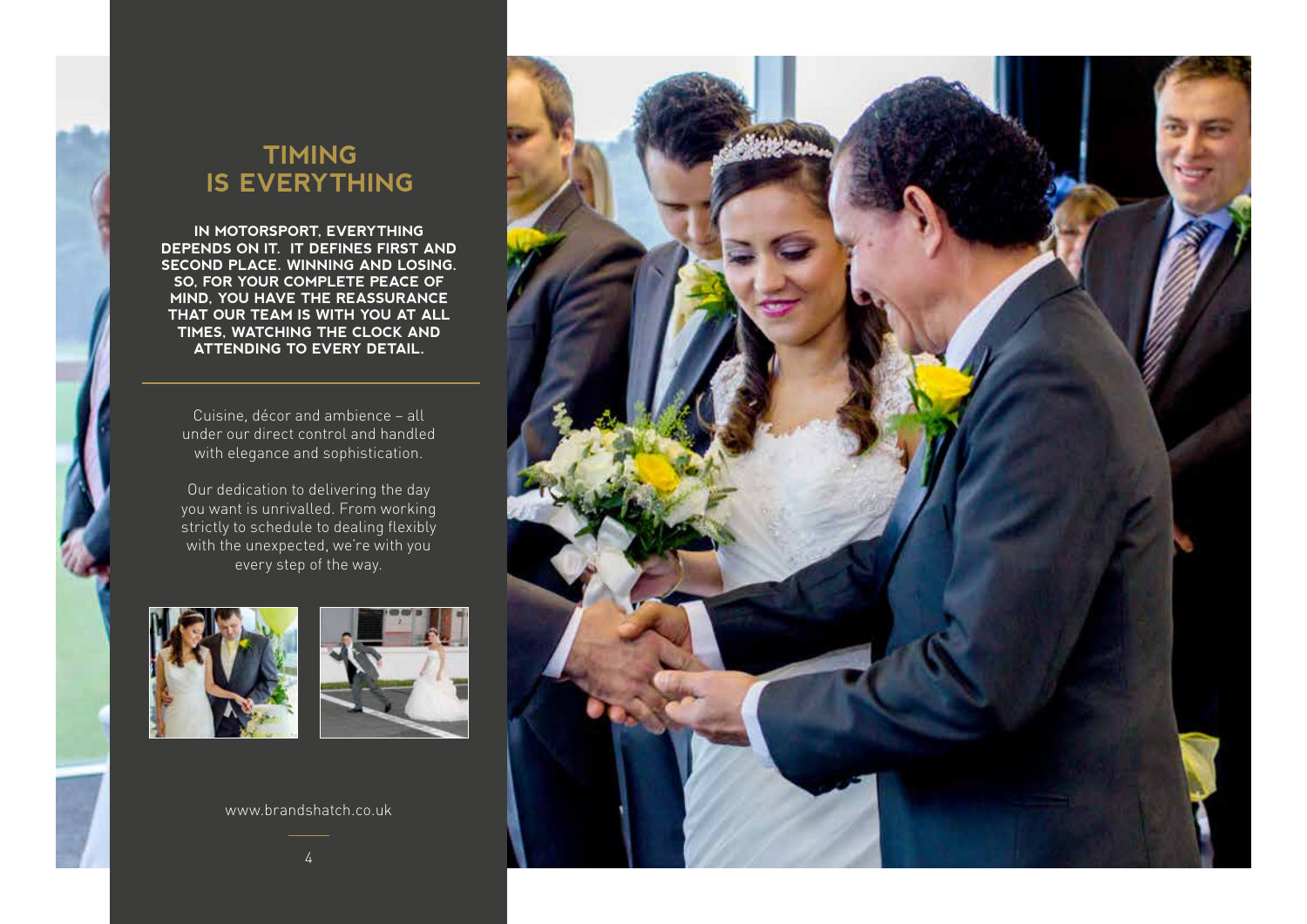# TIMING IS EVERYTHING

**IN MOTORSPORT, EVERYTHING DEPENDS ON IT. IT DEFINES FIRST AND SECOND PLACE. WINNING AND LOSING. SO, FOR YOUR COMPLETE PEACE OF MIND, YOU HAVE THE REASSURANCE THAT OUR TEAM IS WITH YOU AT ALL TIMES, WATCHING THE CLOCK AND ATTENDING TO EVERY DETAIL.**

Cuisine, décor and ambience – all under our direct control and handled with elegance and sophistication.

Our dedication to delivering the day you want is unrivalled. From working strictly to schedule to dealing flexibly with the unexpected, we're with you every step of the way.

www.brandshatch.co.uk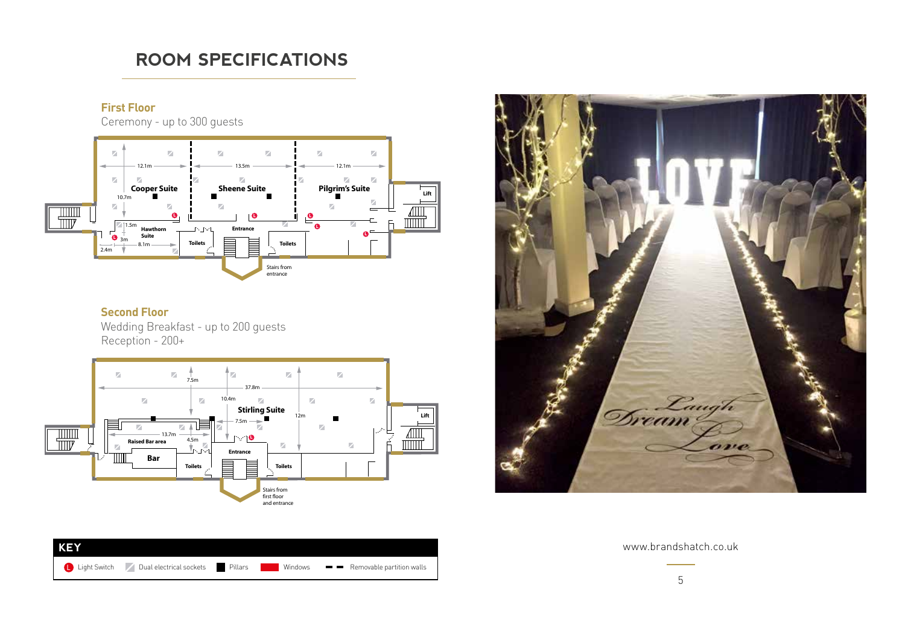# ROOM SPECIFICATIONS

## First Floor

Ceremony - up to 300 guests

Cooper Suite · Sheene Suite · Pilgrim's Suite · Hawthorn Suite · Entrance · Toilets · Lift · Stairs from entrance

12.1m · 13.5m · 12.1m · 10.7m · 1.5m · 3m · 8.1m · 2.4m

## Second Floor

Wedding Breakfast - up to 200 guests

Reception - 200+

Stirling Suite · Raised Bar area · Bar · Entrance · Toilets · Lift · Stairs from first floor and entrance

7.5m · 37.8m · 10.4m · 12m · 13.7m · 7.5m · 4.5m

### KEY

| Symbol | Meaning |
| --- | --- |
| L | Light Switch |
| Grey square | Dual electrical sockets |
| Black square | Pillars |
| Red bar | Windows |
| Dashed line | Removable partition walls |

www.brandshatch.co.uk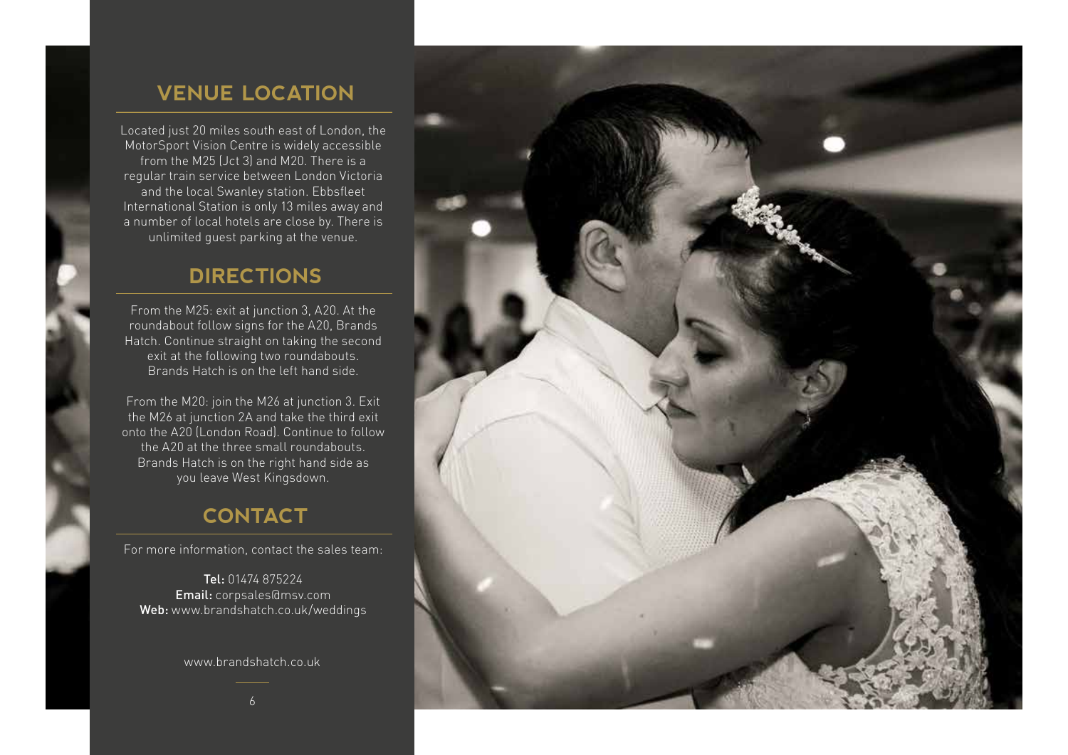## VENUE LOCATION

Located just 20 miles south east of London, the MotorSport Vision Centre is widely accessible from the M25 (Jct 3) and M20. There is a regular train service between London Victoria and the local Swanley station. Ebbsfleet International Station is only 13 miles away and a number of local hotels are close by. There is unlimited guest parking at the venue.

## DIRECTIONS

From the M25: exit at junction 3, A20. At the roundabout follow signs for the A20, Brands Hatch. Continue straight on taking the second exit at the following two roundabouts. Brands Hatch is on the left hand side.

From the M20: join the M26 at junction 3. Exit the M26 at junction 2A and take the third exit onto the A20 (London Road). Continue to follow the A20 at the three small roundabouts. Brands Hatch is on the right hand side as you leave West Kingsdown.

## CONTACT

For more information, contact the sales team:

**Tel:** 01474 875224
**Email:** corpsales@msv.com
**Web:** www.brandshatch.co.uk/weddings

www.brandshatch.co.uk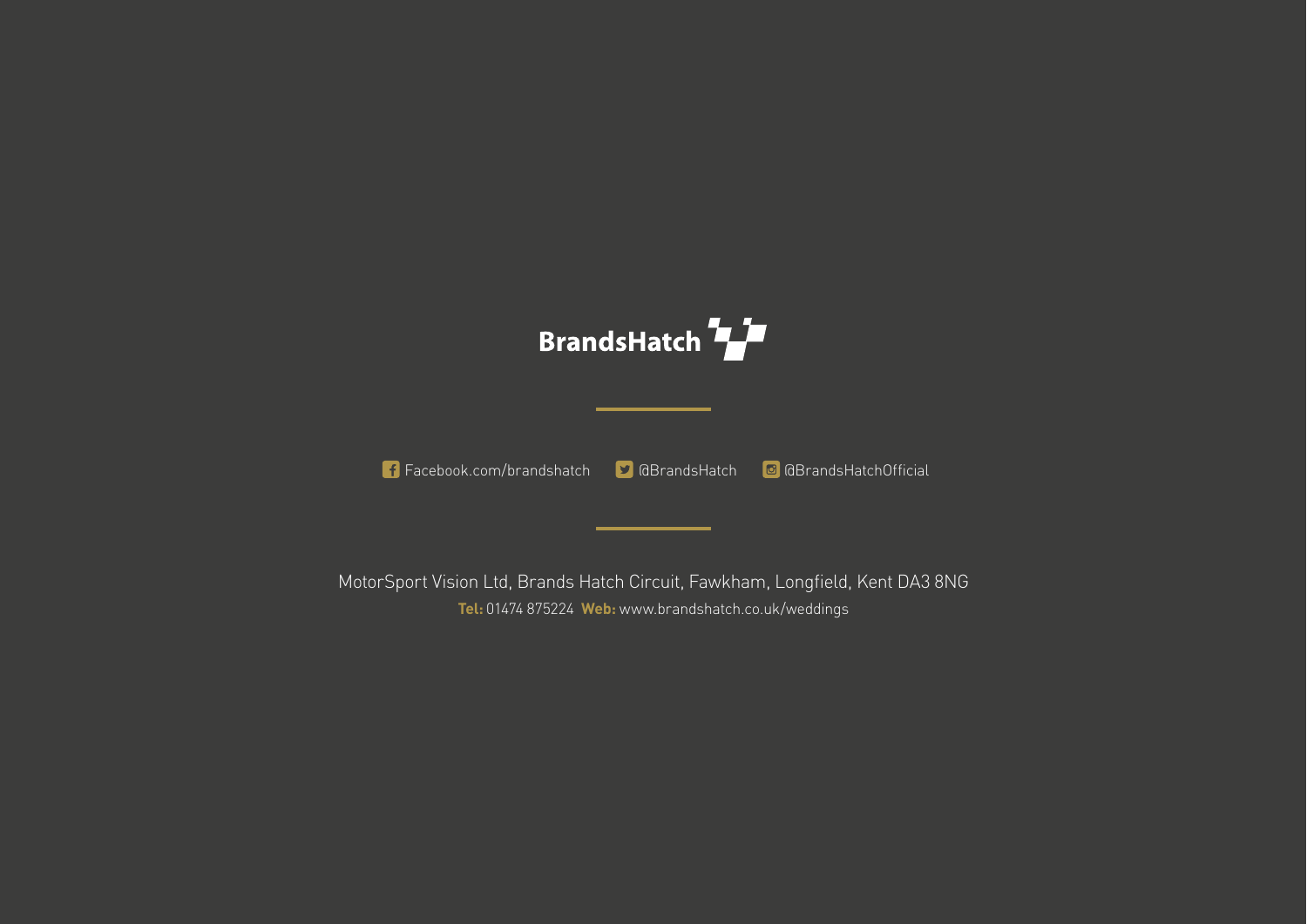BrandsHatch

Facebook.com/brandshatch @BrandsHatch @BrandsHatchOfficial

MotorSport Vision Ltd, Brands Hatch Circuit, Fawkham, Longfield, Kent DA3 8NG

**Tel:** 01474 875224 **Web:** www.brandshatch.co.uk/weddings